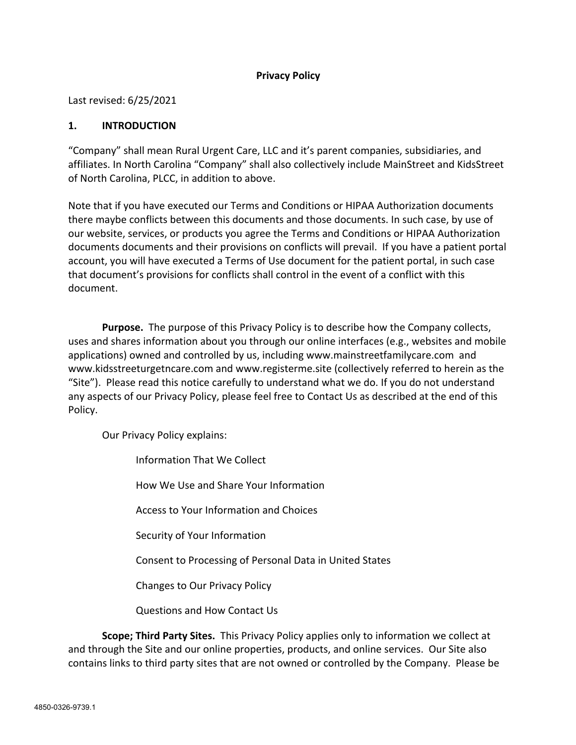**Privacy Policy**

Last revised: 6/25/2021

## 1. INTRODUCTION

"Company" shall mean Rural Urgent Care, LLC and it's parent companies, subsidiaries, and affiliates. In North Carolina "Company" shall also collectively include MainStreet and KidsStreet of North Carolina, PLCC, in addition to above.

Note that if you have executed our Terms and Conditions or HIPAA Authorization documents there maybe conflicts between this documents and those documents. In such case, by use of our website, services, or products you agree the Terms and Conditions or HIPAA Authorization documents documents and their provisions on conflicts will prevail. If you have a patient portal account, you will have executed a Terms of Use document for the patient portal, in such case that document's provisions for conflicts shall control in the event of a conflict with this document.

**Purpose.** The purpose of this Privacy Policy is to describe how the Company collects, uses and shares information about you through our online interfaces (e.g., websites and mobile applications) owned and controlled by us, including www.mainstreetfamilycare.com and www.kidsstreeturgetncare.com and www.registerme.site (collectively referred to herein as the "Site"). Please read this notice carefully to understand what we do. If you do not understand any aspects of our Privacy Policy, please feel free to Contact Us as described at the end of this Policy.

Our Privacy Policy explains:

- Information That We Collect
- How We Use and Share Your Information
- Access to Your Information and Choices
- Security of Your Information
- Consent to Processing of Personal Data in United States
- Changes to Our Privacy Policy
- Questions and How Contact Us

**Scope; Third Party Sites.** This Privacy Policy applies only to information we collect at and through the Site and our online properties, products, and online services. Our Site also contains links to third party sites that are not owned or controlled by the Company. Please be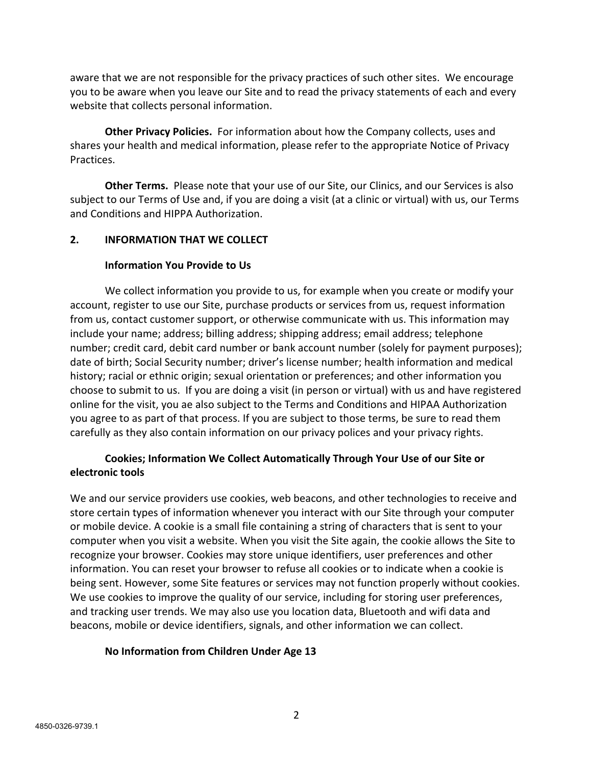aware that we are not responsible for the privacy practices of such other sites. We encourage you to be aware when you leave our Site and to read the privacy statements of each and every website that collects personal information.

**Other Privacy Policies.** For information about how the Company collects, uses and shares your health and medical information, please refer to the appropriate Notice of Privacy Practices.

**Other Terms.** Please note that your use of our Site, our Clinics, and our Services is also subject to our Terms of Use and, if you are doing a visit (at a clinic or virtual) with us, our Terms and Conditions and HIPPA Authorization.

## 2. INFORMATION THAT WE COLLECT

### Information You Provide to Us

We collect information you provide to us, for example when you create or modify your account, register to use our Site, purchase products or services from us, request information from us, contact customer support, or otherwise communicate with us. This information may include your name; address; billing address; shipping address; email address; telephone number; credit card, debit card number or bank account number (solely for payment purposes); date of birth; Social Security number; driver's license number; health information and medical history; racial or ethnic origin; sexual orientation or preferences; and other information you choose to submit to us. If you are doing a visit (in person or virtual) with us and have registered online for the visit, you ae also subject to the Terms and Conditions and HIPAA Authorization you agree to as part of that process. If you are subject to those terms, be sure to read them carefully as they also contain information on our privacy polices and your privacy rights.

### Cookies; Information We Collect Automatically Through Your Use of our Site or electronic tools

We and our service providers use cookies, web beacons, and other technologies to receive and store certain types of information whenever you interact with our Site through your computer or mobile device. A cookie is a small file containing a string of characters that is sent to your computer when you visit a website. When you visit the Site again, the cookie allows the Site to recognize your browser. Cookies may store unique identifiers, user preferences and other information. You can reset your browser to refuse all cookies or to indicate when a cookie is being sent. However, some Site features or services may not function properly without cookies. We use cookies to improve the quality of our service, including for storing user preferences, and tracking user trends. We may also use you location data, Bluetooth and wifi data and beacons, mobile or device identifiers, signals, and other information we can collect.

### No Information from Children Under Age 13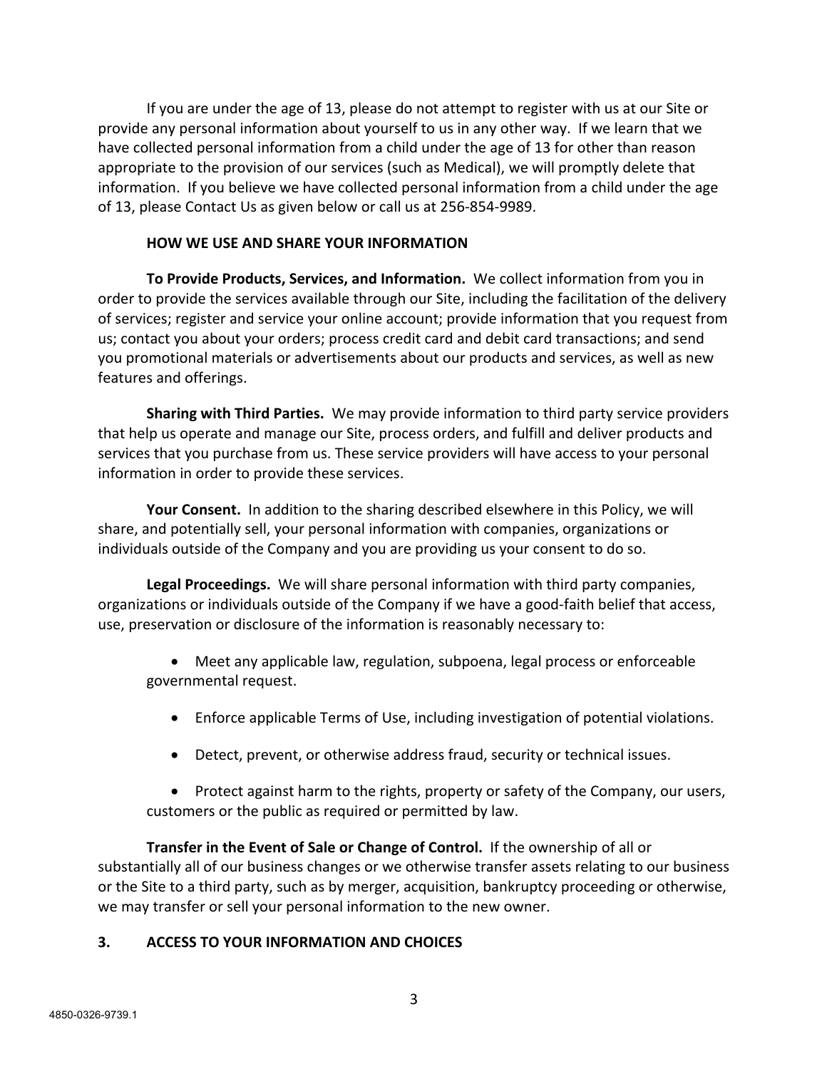If you are under the age of 13, please do not attempt to register with us at our Site or provide any personal information about yourself to us in any other way. If we learn that we have collected personal information from a child under the age of 13 for other than reason appropriate to the provision of our services (such as Medical), we will promptly delete that information. If you believe we have collected personal information from a child under the age of 13, please Contact Us as given below or call us at 256-854-9989.

**HOW WE USE AND SHARE YOUR INFORMATION**

**To Provide Products, Services, and Information.** We collect information from you in order to provide the services available through our Site, including the facilitation of the delivery of services; register and service your online account; provide information that you request from us; contact you about your orders; process credit card and debit card transactions; and send you promotional materials or advertisements about our products and services, as well as new features and offerings.

**Sharing with Third Parties.** We may provide information to third party service providers that help us operate and manage our Site, process orders, and fulfill and deliver products and services that you purchase from us. These service providers will have access to your personal information in order to provide these services.

**Your Consent.** In addition to the sharing described elsewhere in this Policy, we will share, and potentially sell, your personal information with companies, organizations or individuals outside of the Company and you are providing us your consent to do so.

**Legal Proceedings.** We will share personal information with third party companies, organizations or individuals outside of the Company if we have a good-faith belief that access, use, preservation or disclosure of the information is reasonably necessary to:

- Meet any applicable law, regulation, subpoena, legal process or enforceable governmental request.
- Enforce applicable Terms of Use, including investigation of potential violations.
- Detect, prevent, or otherwise address fraud, security or technical issues.
- Protect against harm to the rights, property or safety of the Company, our users, customers or the public as required or permitted by law.

**Transfer in the Event of Sale or Change of Control.** If the ownership of all or substantially all of our business changes or we otherwise transfer assets relating to our business or the Site to a third party, such as by merger, acquisition, bankruptcy proceeding or otherwise, we may transfer or sell your personal information to the new owner.

## 3. ACCESS TO YOUR INFORMATION AND CHOICES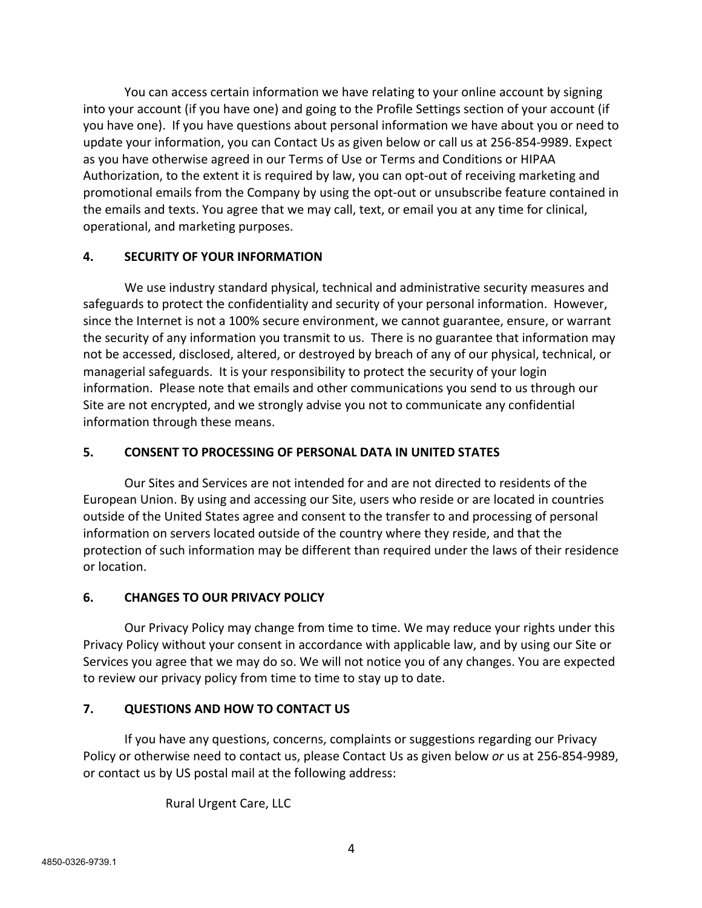You can access certain information we have relating to your online account by signing into your account (if you have one) and going to the Profile Settings section of your account (if you have one). If you have questions about personal information we have about you or need to update your information, you can Contact Us as given below or call us at 256-854-9989. Expect as you have otherwise agreed in our Terms of Use or Terms and Conditions or HIPAA Authorization, to the extent it is required by law, you can opt-out of receiving marketing and promotional emails from the Company by using the opt-out or unsubscribe feature contained in the emails and texts. You agree that we may call, text, or email you at any time for clinical, operational, and marketing purposes.

## 4. SECURITY OF YOUR INFORMATION

We use industry standard physical, technical and administrative security measures and safeguards to protect the confidentiality and security of your personal information. However, since the Internet is not a 100% secure environment, we cannot guarantee, ensure, or warrant the security of any information you transmit to us. There is no guarantee that information may not be accessed, disclosed, altered, or destroyed by breach of any of our physical, technical, or managerial safeguards. It is your responsibility to protect the security of your login information. Please note that emails and other communications you send to us through our Site are not encrypted, and we strongly advise you not to communicate any confidential information through these means.

## 5. CONSENT TO PROCESSING OF PERSONAL DATA IN UNITED STATES

Our Sites and Services are not intended for and are not directed to residents of the European Union. By using and accessing our Site, users who reside or are located in countries outside of the United States agree and consent to the transfer to and processing of personal information on servers located outside of the country where they reside, and that the protection of such information may be different than required under the laws of their residence or location.

## 6. CHANGES TO OUR PRIVACY POLICY

Our Privacy Policy may change from time to time. We may reduce your rights under this Privacy Policy without your consent in accordance with applicable law, and by using our Site or Services you agree that we may do so. We will not notice you of any changes. You are expected to review our privacy policy from time to time to stay up to date.

## 7. QUESTIONS AND HOW TO CONTACT US

If you have any questions, concerns, complaints or suggestions regarding our Privacy Policy or otherwise need to contact us, please Contact Us as given below *or* us at 256-854-9989, or contact us by US postal mail at the following address:

Rural Urgent Care, LLC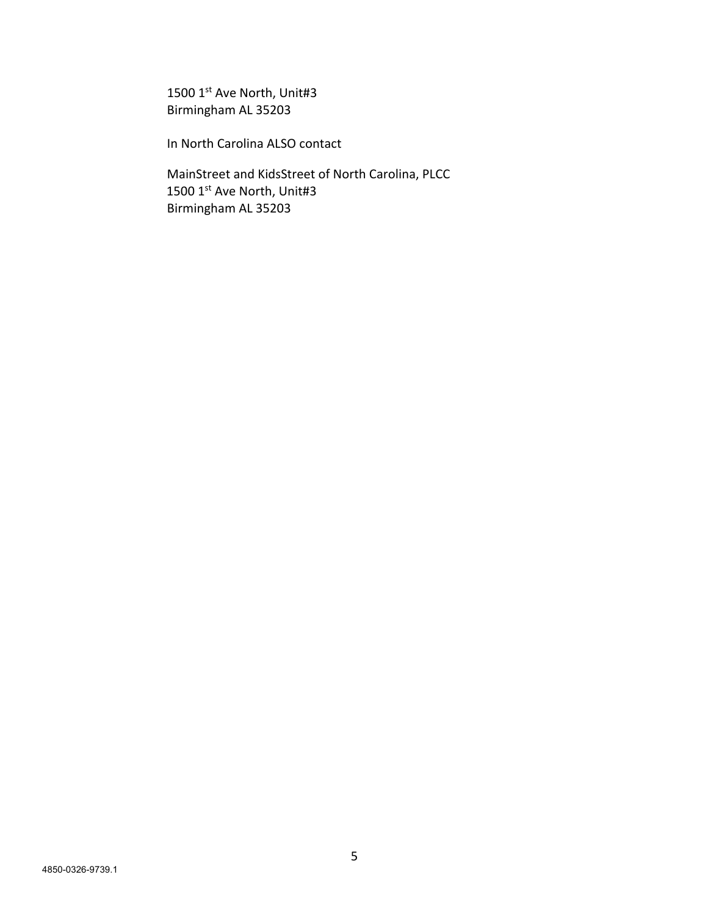1500 1st Ave North, Unit#3
Birmingham AL 35203

In North Carolina ALSO contact

MainStreet and KidsStreet of North Carolina, PLCC
1500 1st Ave North, Unit#3
Birmingham AL 35203

4850-0326-9739.1